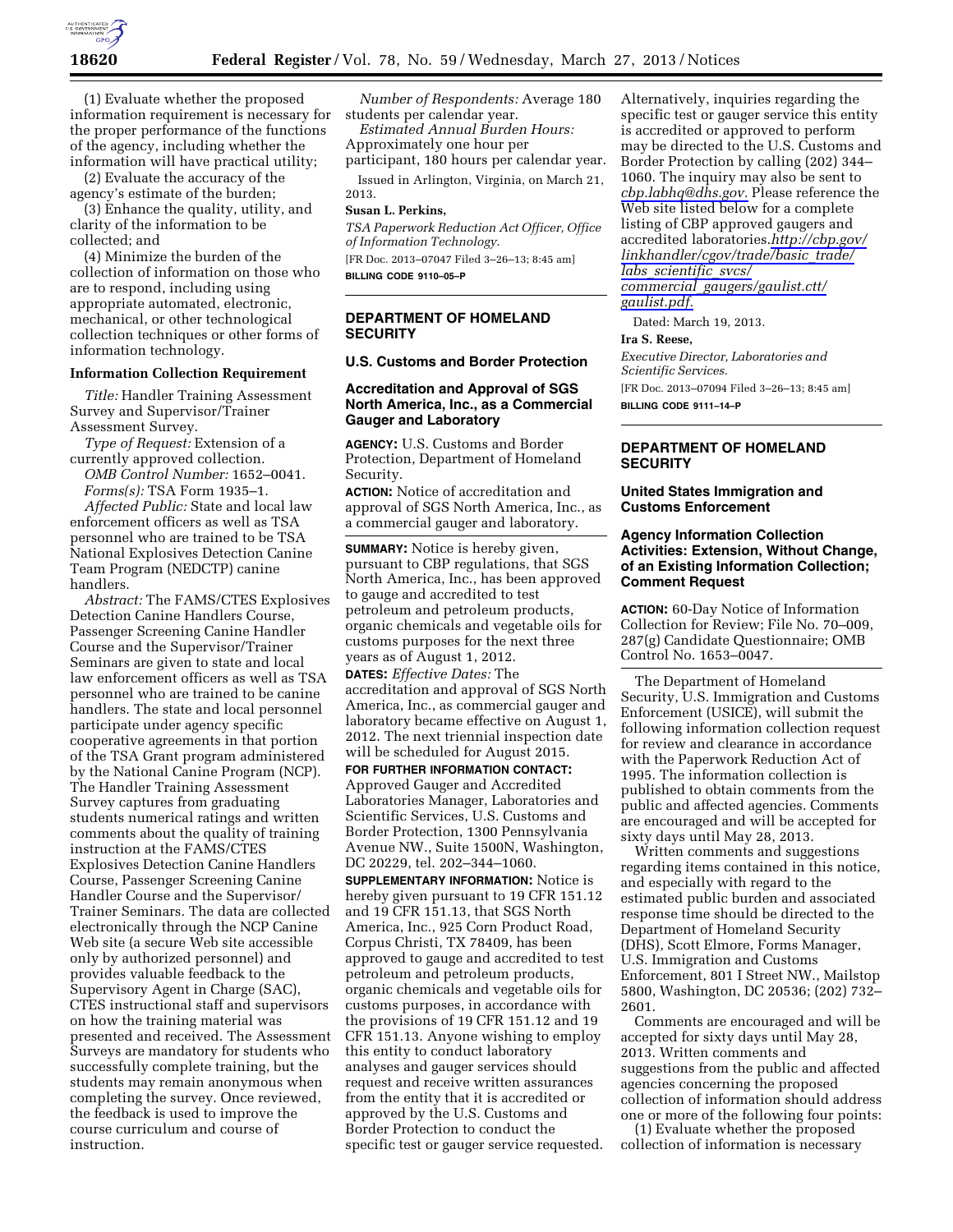(1) Evaluate whether the proposed information requirement is necessary for the proper performance of the functions of the agency, including whether the information will have practical utility;

(2) Evaluate the accuracy of the agency's estimate of the burden;

(3) Enhance the quality, utility, and clarity of the information to be collected; and

(4) Minimize the burden of the collection of information on those who are to respond, including using appropriate automated, electronic, mechanical, or other technological collection techniques or other forms of information technology.

**Information Collection Requirement**

*Title:* Handler Training Assessment Survey and Supervisor/Trainer Assessment Survey.

*Type of Request:* Extension of a currently approved collection.

*OMB Control Number:* 1652–0041.

*Forms(s):* TSA Form 1935–1.

*Affected Public:* State and local law enforcement officers as well as TSA personnel who are trained to be TSA National Explosives Detection Canine Team Program (NEDCTP) canine handlers.

*Abstract:* The FAMS/CTES Explosives Detection Canine Handlers Course, Passenger Screening Canine Handler Course and the Supervisor/Trainer Seminars are given to state and local law enforcement officers as well as TSA personnel who are trained to be canine handlers. The state and local personnel participate under agency specific cooperative agreements in that portion of the TSA Grant program administered by the National Canine Program (NCP). The Handler Training Assessment Survey captures from graduating students numerical ratings and written comments about the quality of training instruction at the FAMS/CTES Explosives Detection Canine Handlers Course, Passenger Screening Canine Handler Course and the Supervisor/Trainer Seminars. The data are collected electronically through the NCP Canine Web site (a secure Web site accessible only by authorized personnel) and provides valuable feedback to the Supervisory Agent in Charge (SAC), CTES instructional staff and supervisors on how the training material was presented and received. The Assessment Surveys are mandatory for students who successfully complete training, but the students may remain anonymous when completing the survey. Once reviewed, the feedback is used to improve the course curriculum and course of instruction.

*Number of Respondents:* Average 180 students per calendar year.

*Estimated Annual Burden Hours:* Approximately one hour per participant, 180 hours per calendar year.

Issued in Arlington, Virginia, on March 21, 2013.

**Susan L. Perkins,**

*TSA Paperwork Reduction Act Officer, Office of Information Technology.*

[FR Doc. 2013–07047 Filed 3–26–13; 8:45 am]

**BILLING CODE 9110–05–P**

## DEPARTMENT OF HOMELAND SECURITY

### U.S. Customs and Border Protection

### Accreditation and Approval of SGS North America, Inc., as a Commercial Gauger and Laboratory

**AGENCY:** U.S. Customs and Border Protection, Department of Homeland Security.

**ACTION:** Notice of accreditation and approval of SGS North America, Inc., as a commercial gauger and laboratory.

**SUMMARY:** Notice is hereby given, pursuant to CBP regulations, that SGS North America, Inc., has been approved to gauge and accredited to test petroleum and petroleum products, organic chemicals and vegetable oils for customs purposes for the next three years as of August 1, 2012.

**DATES:** *Effective Dates:* The accreditation and approval of SGS North America, Inc., as commercial gauger and laboratory became effective on August 1, 2012. The next triennial inspection date will be scheduled for August 2015.

**FOR FURTHER INFORMATION CONTACT:** Approved Gauger and Accredited Laboratories Manager, Laboratories and Scientific Services, U.S. Customs and Border Protection, 1300 Pennsylvania Avenue NW., Suite 1500N, Washington, DC 20229, tel. 202–344–1060.

**SUPPLEMENTARY INFORMATION:** Notice is hereby given pursuant to 19 CFR 151.12 and 19 CFR 151.13, that SGS North America, Inc., 925 Corn Product Road, Corpus Christi, TX 78409, has been approved to gauge and accredited to test petroleum and petroleum products, organic chemicals and vegetable oils for customs purposes, in accordance with the provisions of 19 CFR 151.12 and 19 CFR 151.13. Anyone wishing to employ this entity to conduct laboratory analyses and gauger services should request and receive written assurances from the entity that it is accredited or approved by the U.S. Customs and Border Protection to conduct the specific test or gauger service requested. Alternatively, inquiries regarding the specific test or gauger service this entity is accredited or approved to perform may be directed to the U.S. Customs and Border Protection by calling (202) 344–1060. The inquiry may also be sent to *cbp.labhq@dhs.gov.* Please reference the Web site listed below for a complete listing of CBP approved gaugers and accredited laboratories. *http://cbp.gov/linkhandler/cgov/trade/basic_trade/labs_scientific_svcs/commercial_gaugers/gaulist.ctt/gaulist.pdf.*

Dated: March 19, 2013.

**Ira S. Reese,**

*Executive Director, Laboratories and Scientific Services.*

[FR Doc. 2013–07094 Filed 3–26–13; 8:45 am]

**BILLING CODE 9111–14–P**

## DEPARTMENT OF HOMELAND SECURITY

### United States Immigration and Customs Enforcement

### Agency Information Collection Activities: Extension, Without Change, of an Existing Information Collection; Comment Request

**ACTION:** 60-Day Notice of Information Collection for Review; File No. 70–009, 287(g) Candidate Questionnaire; OMB Control No. 1653–0047.

The Department of Homeland Security, U.S. Immigration and Customs Enforcement (USICE), will submit the following information collection request for review and clearance in accordance with the Paperwork Reduction Act of 1995. The information collection is published to obtain comments from the public and affected agencies. Comments are encouraged and will be accepted for sixty days until May 28, 2013.

Written comments and suggestions regarding items contained in this notice, and especially with regard to the estimated public burden and associated response time should be directed to the Department of Homeland Security (DHS), Scott Elmore, Forms Manager, U.S. Immigration and Customs Enforcement, 801 I Street NW., Mailstop 5800, Washington, DC 20536; (202) 732–2601.

Comments are encouraged and will be accepted for sixty days until May 28, 2013. Written comments and suggestions from the public and affected agencies concerning the proposed collection of information should address one or more of the following four points:

(1) Evaluate whether the proposed collection of information is necessary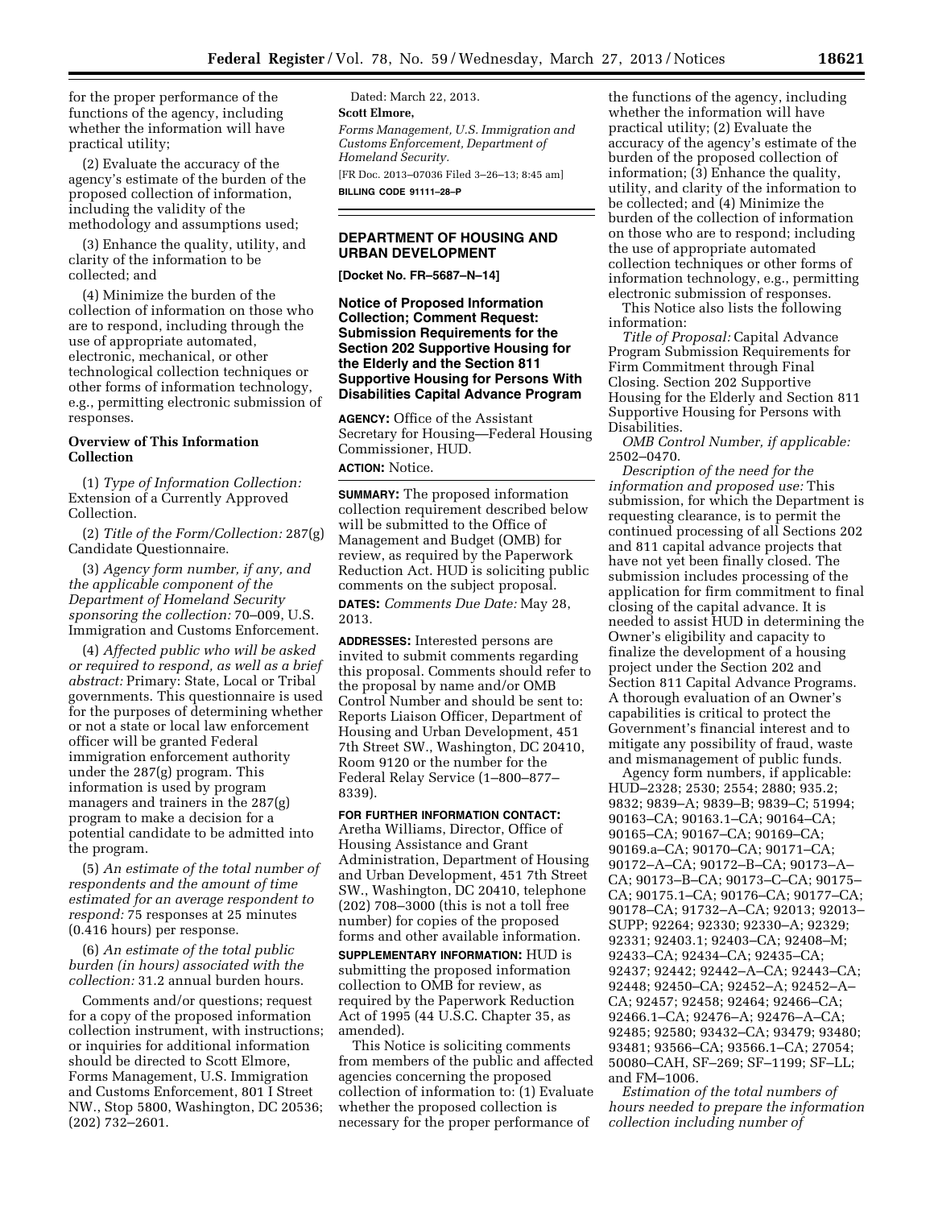for the proper performance of the functions of the agency, including whether the information will have practical utility;

(2) Evaluate the accuracy of the agency's estimate of the burden of the proposed collection of information, including the validity of the methodology and assumptions used;

(3) Enhance the quality, utility, and clarity of the information to be collected; and

(4) Minimize the burden of the collection of information on those who are to respond, including through the use of appropriate automated, electronic, mechanical, or other technological collection techniques or other forms of information technology, e.g., permitting electronic submission of responses.

**Overview of This Information Collection**

(1) *Type of Information Collection:* Extension of a Currently Approved Collection.

(2) *Title of the Form/Collection:* 287(g) Candidate Questionnaire.

(3) *Agency form number, if any, and the applicable component of the Department of Homeland Security sponsoring the collection:* 70–009, U.S. Immigration and Customs Enforcement.

(4) *Affected public who will be asked or required to respond, as well as a brief abstract:* Primary: State, Local or Tribal governments. This questionnaire is used for the purposes of determining whether or not a state or local law enforcement officer will be granted Federal immigration enforcement authority under the 287(g) program. This information is used by program managers and trainers in the 287(g) program to make a decision for a potential candidate to be admitted into the program.

(5) *An estimate of the total number of respondents and the amount of time estimated for an average respondent to respond:* 75 responses at 25 minutes (0.416 hours) per response.

(6) *An estimate of the total public burden (in hours) associated with the collection:* 31.2 annual burden hours.

Comments and/or questions; request for a copy of the proposed information collection instrument, with instructions; or inquiries for additional information should be directed to Scott Elmore, Forms Management, U.S. Immigration and Customs Enforcement, 801 I Street NW., Stop 5800, Washington, DC 20536; (202) 732–2601.

Dated: March 22, 2013.

**Scott Elmore,**

*Forms Management, U.S. Immigration and Customs Enforcement, Department of Homeland Security.*

[FR Doc. 2013–07036 Filed 3–26–13; 8:45 am]

**BILLING CODE 91111–28–P**

## DEPARTMENT OF HOUSING AND URBAN DEVELOPMENT

**[Docket No. FR–5687–N–14]**

### Notice of Proposed Information Collection; Comment Request: Submission Requirements for the Section 202 Supportive Housing for the Elderly and the Section 811 Supportive Housing for Persons With Disabilities Capital Advance Program

**AGENCY:** Office of the Assistant Secretary for Housing—Federal Housing Commissioner, HUD.

**ACTION:** Notice.

**SUMMARY:** The proposed information collection requirement described below will be submitted to the Office of Management and Budget (OMB) for review, as required by the Paperwork Reduction Act. HUD is soliciting public comments on the subject proposal.

**DATES:** *Comments Due Date:* May 28, 2013.

**ADDRESSES:** Interested persons are invited to submit comments regarding this proposal. Comments should refer to the proposal by name and/or OMB Control Number and should be sent to: Reports Liaison Officer, Department of Housing and Urban Development, 451 7th Street SW., Washington, DC 20410, Room 9120 or the number for the Federal Relay Service (1–800–877–8339).

**FOR FURTHER INFORMATION CONTACT:** Aretha Williams, Director, Office of Housing Assistance and Grant Administration, Department of Housing and Urban Development, 451 7th Street SW., Washington, DC 20410, telephone (202) 708–3000 (this is not a toll free number) for copies of the proposed forms and other available information.

**SUPPLEMENTARY INFORMATION:** HUD is submitting the proposed information collection to OMB for review, as required by the Paperwork Reduction Act of 1995 (44 U.S.C. Chapter 35, as amended).

This Notice is soliciting comments from members of the public and affected agencies concerning the proposed collection of information to: (1) Evaluate whether the proposed collection is necessary for the proper performance of the functions of the agency, including whether the information will have practical utility; (2) Evaluate the accuracy of the agency's estimate of the burden of the proposed collection of information; (3) Enhance the quality, utility, and clarity of the information to be collected; and (4) Minimize the burden of the collection of information on those who are to respond; including the use of appropriate automated collection techniques or other forms of information technology, e.g., permitting electronic submission of responses.

This Notice also lists the following information:

*Title of Proposal:* Capital Advance Program Submission Requirements for Firm Commitment through Final Closing. Section 202 Supportive Housing for the Elderly and Section 811 Supportive Housing for Persons with Disabilities.

*OMB Control Number, if applicable:* 2502–0470.

*Description of the need for the information and proposed use:* This submission, for which the Department is requesting clearance, is to permit the continued processing of all Sections 202 and 811 capital advance projects that have not yet been finally closed. The submission includes processing of the application for firm commitment to final closing of the capital advance. It is needed to assist HUD in determining the Owner's eligibility and capacity to finalize the development of a housing project under the Section 202 and Section 811 Capital Advance Programs. A thorough evaluation of an Owner's capabilities is critical to protect the Government's financial interest and to mitigate any possibility of fraud, waste and mismanagement of public funds.

Agency form numbers, if applicable: HUD–2328; 2530; 2554; 2880; 935.2; 9832; 9839–A; 9839–B; 9839–C; 51994; 90163–CA; 90163.1–CA; 90164–CA; 90165–CA; 90167–CA; 90169–CA; 90169.a–CA; 90170–CA; 90171–CA; 90172–A–CA; 90172–B–CA; 90173–A–CA; 90173–B–CA; 90173–C–CA; 90175–CA; 90175.1–CA; 90176–CA; 90177–CA; 90178–CA; 91732–A–CA; 92013; 92013–SUPP; 92264; 92330; 92330–A; 92329; 92331; 92403.1; 92403–CA; 92408–M; 92433–CA; 92434–CA; 92435–CA; 92437; 92442; 92442–A–CA; 92443–CA; 92448; 92450–CA; 92452–A; 92452–A–CA; 92457; 92458; 92464; 92466–CA; 92466.1–CA; 92476–A; 92476–A–CA; 92485; 92580; 93432–CA; 93479; 93480; 93481; 93566–CA; 93566.1–CA; 27054; 50080–CAH, SF–269; SF–1199; SF–LL; and FM–1006.

*Estimation of the total numbers of hours needed to prepare the information collection including number of*